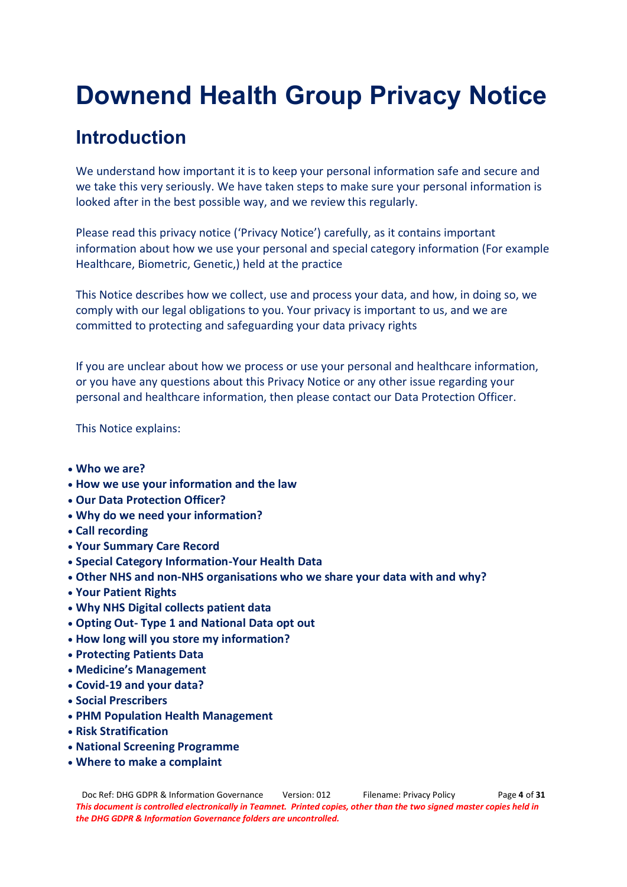# Downend Health Group Privacy Notice

## Introduction

We understand how important it is to keep your personal information safe and secure and we take this very seriously. We have taken steps to make sure your personal information is looked after in the best possible way, and we review this regularly.

Please read this privacy notice ('Privacy Notice') carefully, as it contains important information about how we use your personal and special category information (For example Healthcare, Biometric, Genetic,) held at the practice

This Notice describes how we collect, use and process your data, and how, in doing so, we comply with our legal obligations to you. Your privacy is important to us, and we are committed to protecting and safeguarding your data privacy rights

If you are unclear about how we process or use your personal and healthcare information, or you have any questions about this Privacy Notice or any other issue regarding your personal and healthcare information, then please contact our Data Protection Officer.

This Notice explains:

- **Who we are?**
- **How we use your information and the law**
- **Our Data Protection Officer?**
- **Why do we need your information?**
- **Call recording**
- **Your Summary Care Record**
- **Special Category Information-Your Health Data**
- **Other NHS and non-NHS organisations who we share your data with and why?**
- **Your Patient Rights**
- **Why NHS Digital collects patient data**
- **Opting Out- Type 1 and National Data opt out**
- **How long will you store my information?**
- **Protecting Patients Data**
- **Medicine's Management**
- **Covid-19 and your data?**
- **Social Prescribers**
- **PHM Population Health Management**
- **Risk Stratification**
- **National Screening Programme**
- **Where to make a complaint**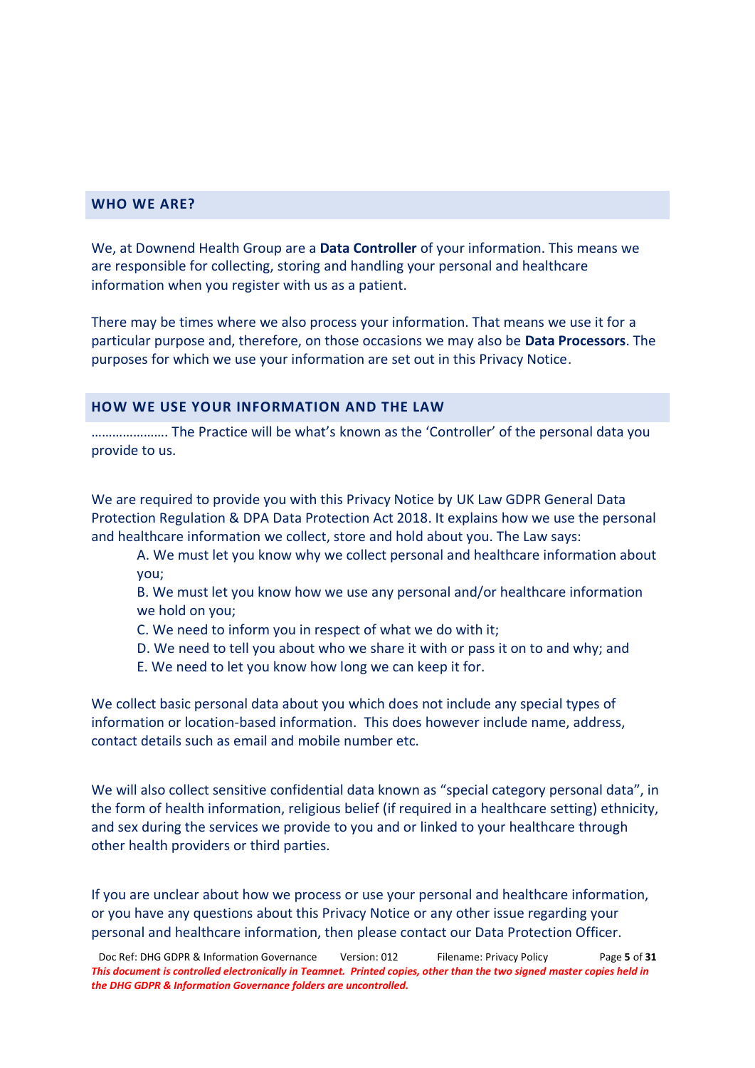## WHO WE ARE?

We, at Downend Health Group are a **Data Controller** of your information. This means we are responsible for collecting, storing and handling your personal and healthcare information when you register with us as a patient.

There may be times where we also process your information. That means we use it for a particular purpose and, therefore, on those occasions we may also be **Data Processors**. The purposes for which we use your information are set out in this Privacy Notice.

## HOW WE USE YOUR INFORMATION AND THE LAW

…………………. The Practice will be what's known as the 'Controller' of the personal data you provide to us.

We are required to provide you with this Privacy Notice by UK Law GDPR General Data Protection Regulation & DPA Data Protection Act 2018. It explains how we use the personal and healthcare information we collect, store and hold about you. The Law says:

A. We must let you know why we collect personal and healthcare information about you;
B. We must let you know how we use any personal and/or healthcare information we hold on you;
C. We need to inform you in respect of what we do with it;
D. We need to tell you about who we share it with or pass it on to and why; and
E. We need to let you know how long we can keep it for.

We collect basic personal data about you which does not include any special types of information or location-based information. This does however include name, address, contact details such as email and mobile number etc.

We will also collect sensitive confidential data known as "special category personal data", in the form of health information, religious belief (if required in a healthcare setting) ethnicity, and sex during the services we provide to you and or linked to your healthcare through other health providers or third parties.

If you are unclear about how we process or use your personal and healthcare information, or you have any questions about this Privacy Notice or any other issue regarding your personal and healthcare information, then please contact our Data Protection Officer.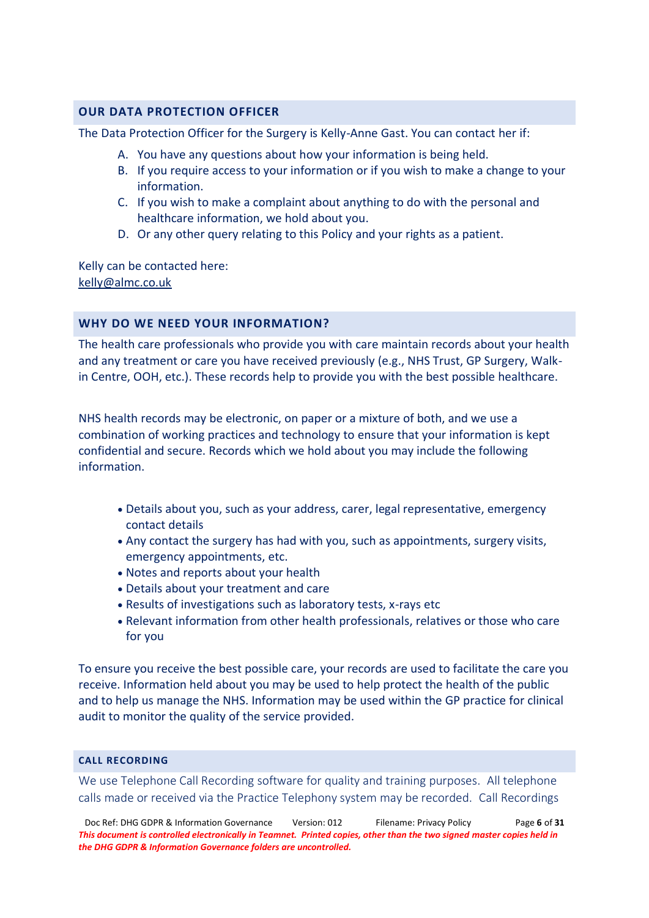## OUR DATA PROTECTION OFFICER

The Data Protection Officer for the Surgery is Kelly-Anne Gast. You can contact her if:

A. You have any questions about how your information is being held.
B. If you require access to your information or if you wish to make a change to your information.
C. If you wish to make a complaint about anything to do with the personal and healthcare information, we hold about you.
D. Or any other query relating to this Policy and your rights as a patient.

Kelly can be contacted here:
kelly@almc.co.uk

## WHY DO WE NEED YOUR INFORMATION?

The health care professionals who provide you with care maintain records about your health and any treatment or care you have received previously (e.g., NHS Trust, GP Surgery, Walk-in Centre, OOH, etc.). These records help to provide you with the best possible healthcare.

NHS health records may be electronic, on paper or a mixture of both, and we use a combination of working practices and technology to ensure that your information is kept confidential and secure. Records which we hold about you may include the following information.

- Details about you, such as your address, carer, legal representative, emergency contact details
- Any contact the surgery has had with you, such as appointments, surgery visits, emergency appointments, etc.
- Notes and reports about your health
- Details about your treatment and care
- Results of investigations such as laboratory tests, x-rays etc
- Relevant information from other health professionals, relatives or those who care for you

To ensure you receive the best possible care, your records are used to facilitate the care you receive. Information held about you may be used to help protect the health of the public and to help us manage the NHS. Information may be used within the GP practice for clinical audit to monitor the quality of the service provided.

## CALL RECORDING

We use Telephone Call Recording software for quality and training purposes. All telephone calls made or received via the Practice Telephony system may be recorded. Call Recordings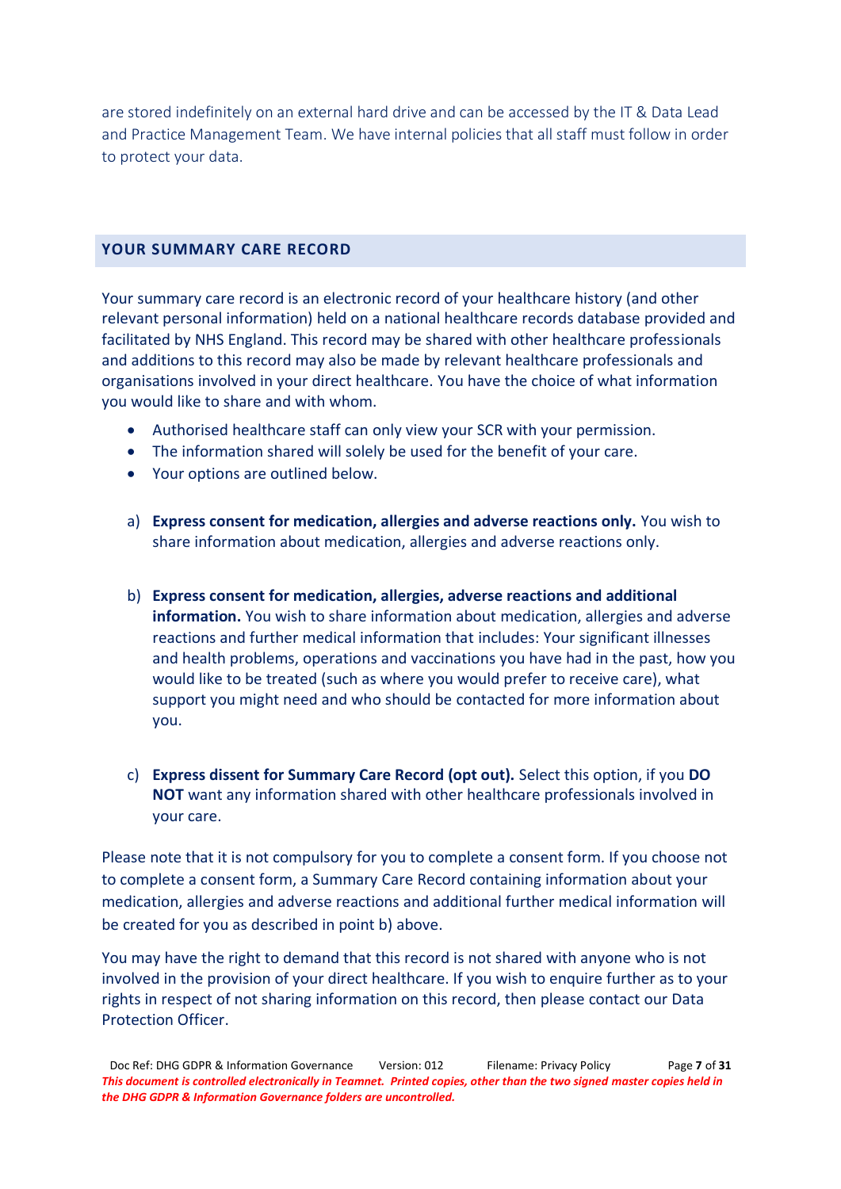are stored indefinitely on an external hard drive and can be accessed by the IT & Data Lead and Practice Management Team. We have internal policies that all staff must follow in order to protect your data.

## YOUR SUMMARY CARE RECORD

Your summary care record is an electronic record of your healthcare history (and other relevant personal information) held on a national healthcare records database provided and facilitated by NHS England. This record may be shared with other healthcare professionals and additions to this record may also be made by relevant healthcare professionals and organisations involved in your direct healthcare. You have the choice of what information you would like to share and with whom.

- Authorised healthcare staff can only view your SCR with your permission.
- The information shared will solely be used for the benefit of your care.
- Your options are outlined below.

a) **Express consent for medication, allergies and adverse reactions only.** You wish to share information about medication, allergies and adverse reactions only.

b) **Express consent for medication, allergies, adverse reactions and additional information.** You wish to share information about medication, allergies and adverse reactions and further medical information that includes: Your significant illnesses and health problems, operations and vaccinations you have had in the past, how you would like to be treated (such as where you would prefer to receive care), what support you might need and who should be contacted for more information about you.

c) **Express dissent for Summary Care Record (opt out).** Select this option, if you **DO NOT** want any information shared with other healthcare professionals involved in your care.

Please note that it is not compulsory for you to complete a consent form. If you choose not to complete a consent form, a Summary Care Record containing information about your medication, allergies and adverse reactions and additional further medical information will be created for you as described in point b) above.

You may have the right to demand that this record is not shared with anyone who is not involved in the provision of your direct healthcare. If you wish to enquire further as to your rights in respect of not sharing information on this record, then please contact our Data Protection Officer.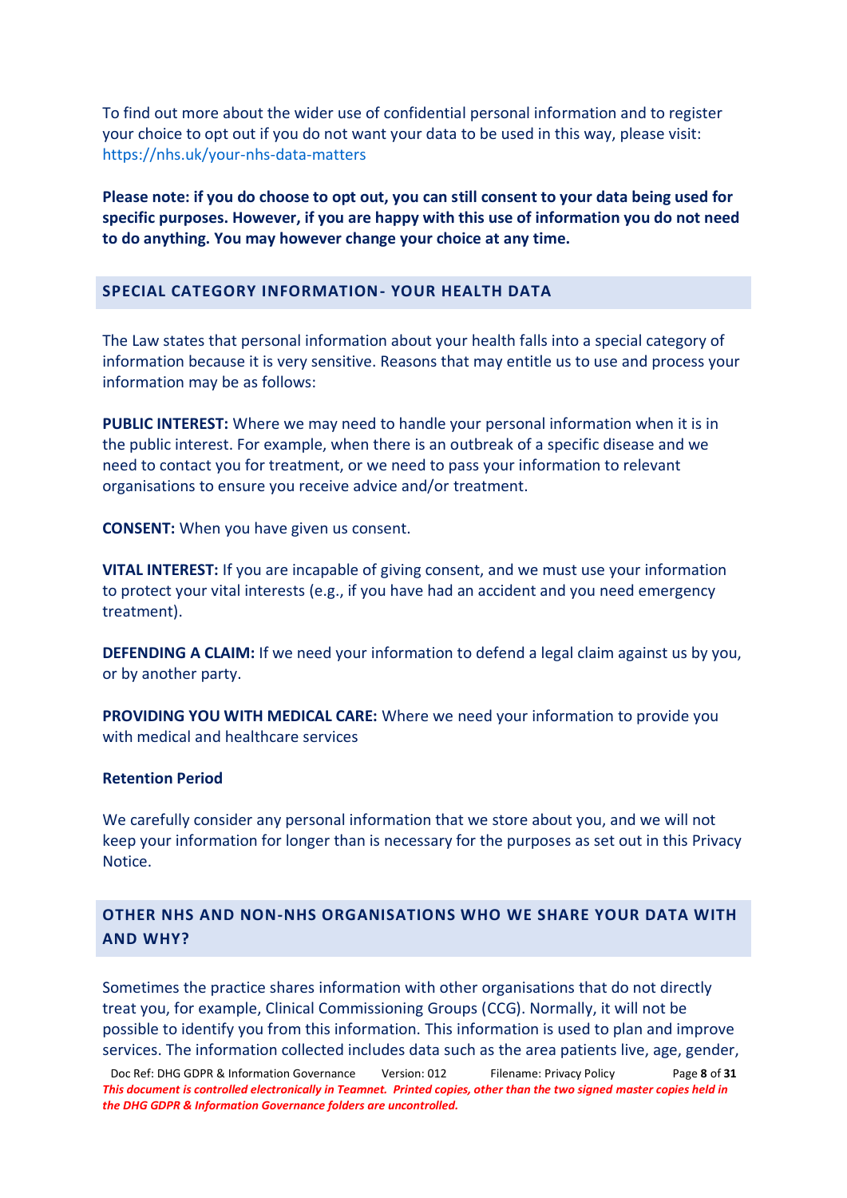To find out more about the wider use of confidential personal information and to register your choice to opt out if you do not want your data to be used in this way, please visit: https://nhs.uk/your-nhs-data-matters

**Please note: if you do choose to opt out, you can still consent to your data being used for specific purposes. However, if you are happy with this use of information you do not need to do anything. You may however change your choice at any time.**

## SPECIAL CATEGORY INFORMATION- YOUR HEALTH DATA

The Law states that personal information about your health falls into a special category of information because it is very sensitive. Reasons that may entitle us to use and process your information may be as follows:

**PUBLIC INTEREST:** Where we may need to handle your personal information when it is in the public interest. For example, when there is an outbreak of a specific disease and we need to contact you for treatment, or we need to pass your information to relevant organisations to ensure you receive advice and/or treatment.

**CONSENT:** When you have given us consent.

**VITAL INTEREST:** If you are incapable of giving consent, and we must use your information to protect your vital interests (e.g., if you have had an accident and you need emergency treatment).

**DEFENDING A CLAIM:** If we need your information to defend a legal claim against us by you, or by another party.

**PROVIDING YOU WITH MEDICAL CARE:** Where we need your information to provide you with medical and healthcare services

### Retention Period

We carefully consider any personal information that we store about you, and we will not keep your information for longer than is necessary for the purposes as set out in this Privacy Notice.

## OTHER NHS AND NON-NHS ORGANISATIONS WHO WE SHARE YOUR DATA WITH AND WHY?

Sometimes the practice shares information with other organisations that do not directly treat you, for example, Clinical Commissioning Groups (CCG). Normally, it will not be possible to identify you from this information. This information is used to plan and improve services. The information collected includes data such as the area patients live, age, gender,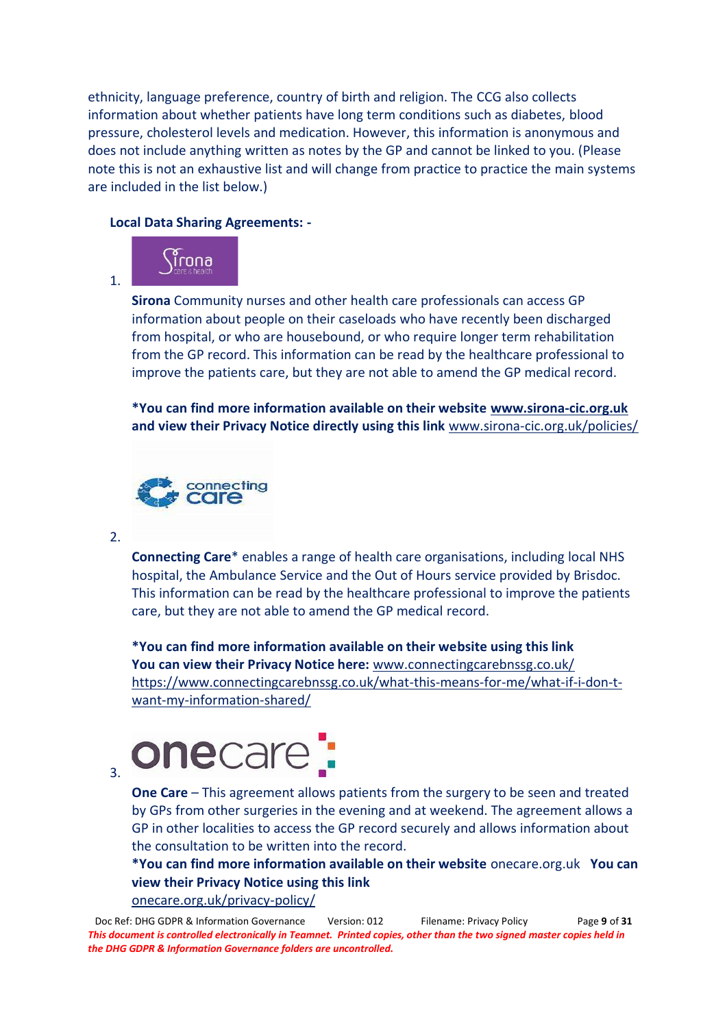ethnicity, language preference, country of birth and religion. The CCG also collects information about whether patients have long term conditions such as diabetes, blood pressure, cholesterol levels and medication. However, this information is anonymous and does not include anything written as notes by the GP and cannot be linked to you. (Please note this is not an exhaustive list and will change from practice to practice the main systems are included in the list below.)

**Local Data Sharing Agreements: -**

1. **Sirona** Community nurses and other health care professionals can access GP information about people on their caseloads who have recently been discharged from hospital, or who are housebound, or who require longer term rehabilitation from the GP record. This information can be read by the healthcare professional to improve the patients care, but they are not able to amend the GP medical record.

   ***You can find more information available on their website www.sirona-cic.org.uk and view their Privacy Notice directly using this link** www.sirona-cic.org.uk/policies/

2. **Connecting Care*** enables a range of health care organisations, including local NHS hospital, the Ambulance Service and the Out of Hours service provided by Brisdoc. This information can be read by the healthcare professional to improve the patients care, but they are not able to amend the GP medical record.

   ***You can find more information available on their website using this link**
   **You can view their Privacy Notice here:** www.connectingcarebnssg.co.uk/
   https://www.connectingcarebnssg.co.uk/what-this-means-for-me/what-if-i-don-t-want-my-information-shared/

3. **One Care** – This agreement allows patients from the surgery to be seen and treated by GPs from other surgeries in the evening and at weekend. The agreement allows a GP in other localities to access the GP record securely and allows information about the consultation to be written into the record.
   ***You can find more information available on their website** onecare.org.uk **You can view their Privacy Notice using this link**
   onecare.org.uk/privacy-policy/

Doc Ref: DHG GDPR & Information Governance Version: 012 Filename: Privacy Policy

*This document is controlled electronically in Teamnet. Printed copies, other than the two signed master copies held in the DHG GDPR & Information Governance folders are uncontrolled.*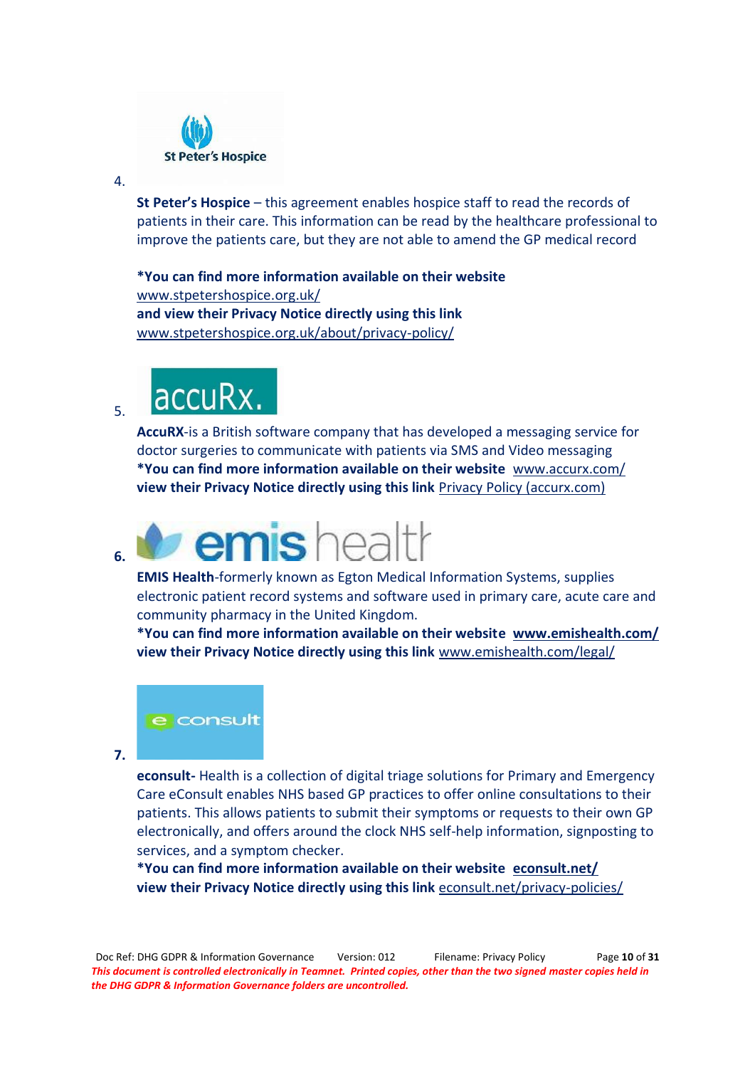4.

**St Peter's Hospice** – this agreement enables hospice staff to read the records of patients in their care. This information can be read by the healthcare professional to improve the patients care, but they are not able to amend the GP medical record

***You can find more information available on their website**
www.stpetershospice.org.uk/
**and view their Privacy Notice directly using this link**
www.stpetershospice.org.uk/about/privacy-policy/

5.

**AccuRX**-is a British software company that has developed a messaging service for doctor surgeries to communicate with patients via SMS and Video messaging
***You can find more information available on their website** www.accurx.com/
**view their Privacy Notice directly using this link** Privacy Policy (accurx.com)

6.

**EMIS Health**-formerly known as Egton Medical Information Systems, supplies electronic patient record systems and software used in primary care, acute care and community pharmacy in the United Kingdom.
***You can find more information available on their website** **www.emishealth.com/**
**view their Privacy Notice directly using this link** www.emishealth.com/legal/

7.

**econsult-** Health is a collection of digital triage solutions for Primary and Emergency Care eConsult enables NHS based GP practices to offer online consultations to their patients. This allows patients to submit their symptoms or requests to their own GP electronically, and offers around the clock NHS self-help information, signposting to services, and a symptom checker.
***You can find more information available on their website** **econsult.net/**
**view their Privacy Notice directly using this link** econsult.net/privacy-policies/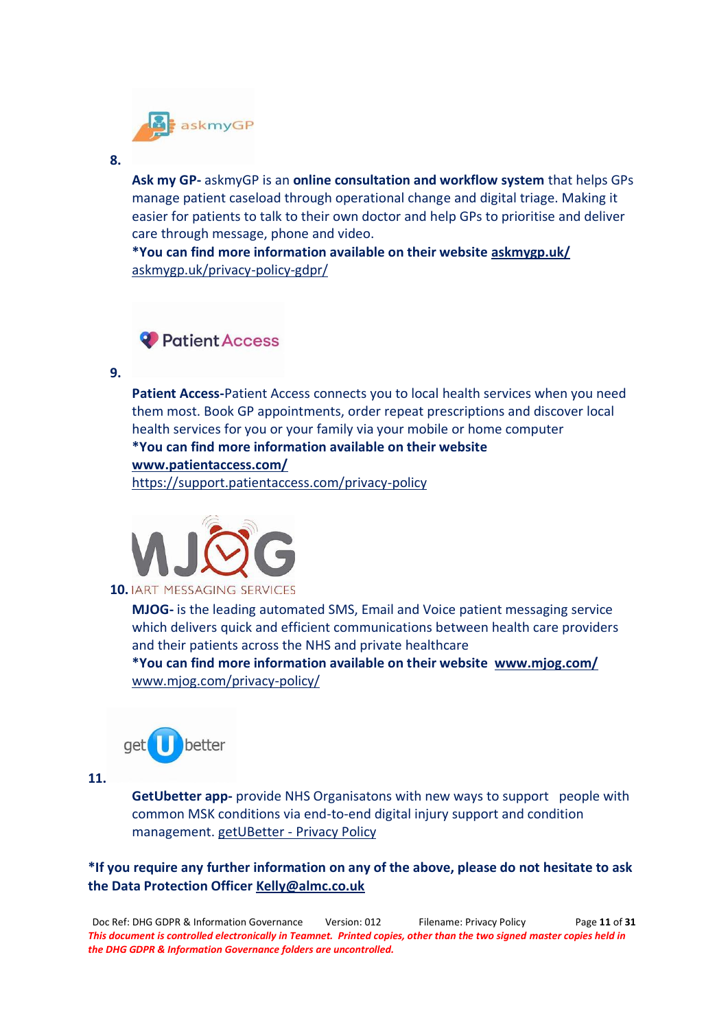8.

**Ask my GP-** askmyGP is an **online consultation and workflow system** that helps GPs manage patient caseload through operational change and digital triage. Making it easier for patients to talk to their own doctor and help GPs to prioritise and deliver care through message, phone and video.

***You can find more information available on their website askmygp.uk/**
askmygp.uk/privacy-policy-gdpr/

9.

**Patient Access-**Patient Access connects you to local health services when you need them most. Book GP appointments, order repeat prescriptions and discover local health services for you or your family via your mobile or home computer

***You can find more information available on their website www.patientaccess.com/**
https://support.patientaccess.com/privacy-policy

10.

**MJOG-** is the leading automated SMS, Email and Voice patient messaging service which delivers quick and efficient communications between health care providers and their patients across the NHS and private healthcare

***You can find more information available on their website www.mjog.com/**
www.mjog.com/privacy-policy/

11.

**GetUbetter app-** provide NHS Organisatons with new ways to support people with common MSK conditions via end-to-end digital injury support and condition management. getUBetter - Privacy Policy

***If you require any further information on any of the above, please do not hesitate to ask the Data Protection Officer Kelly@almc.co.uk**

Doc Ref: DHG GDPR & Information Governance Version: 012 Filename: Privacy Policy

***This document is controlled electronically in Teamnet. Printed copies, other than the two signed master copies held in the DHG GDPR & Information Governance folders are uncontrolled.***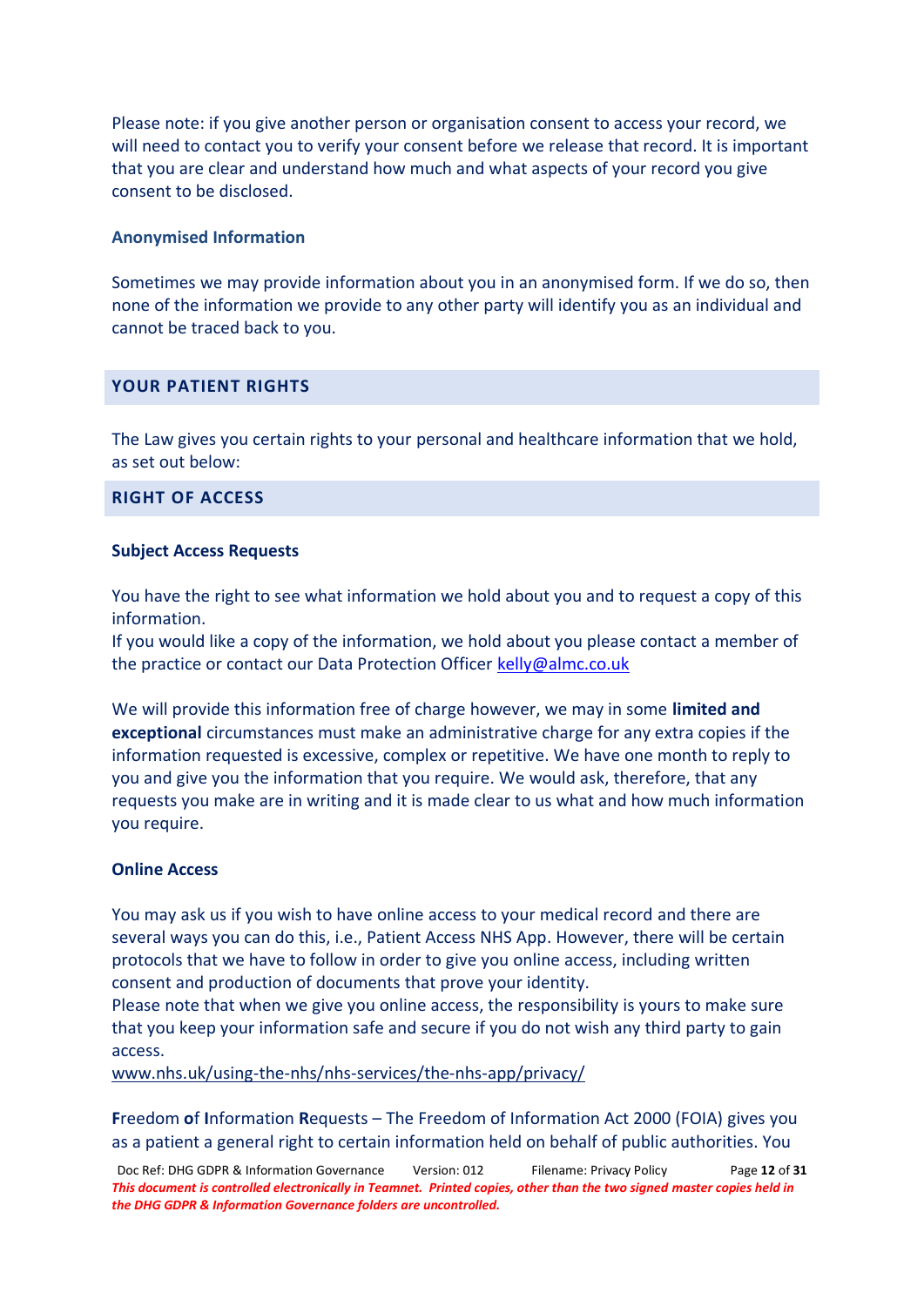Please note: if you give another person or organisation consent to access your record, we will need to contact you to verify your consent before we release that record. It is important that you are clear and understand how much and what aspects of your record you give consent to be disclosed.

### Anonymised Information

Sometimes we may provide information about you in an anonymised form. If we do so, then none of the information we provide to any other party will identify you as an individual and cannot be traced back to you.

## YOUR PATIENT RIGHTS

The Law gives you certain rights to your personal and healthcare information that we hold, as set out below:

## RIGHT OF ACCESS

### Subject Access Requests

You have the right to see what information we hold about you and to request a copy of this information.
If you would like a copy of the information, we hold about you please contact a member of the practice or contact our Data Protection Officer kelly@almc.co.uk

We will provide this information free of charge however, we may in some **limited and exceptional** circumstances must make an administrative charge for any extra copies if the information requested is excessive, complex or repetitive. We have one month to reply to you and give you the information that you require. We would ask, therefore, that any requests you make are in writing and it is made clear to us what and how much information you require.

### Online Access

You may ask us if you wish to have online access to your medical record and there are several ways you can do this, i.e., Patient Access NHS App. However, there will be certain protocols that we have to follow in order to give you online access, including written consent and production of documents that prove your identity.
Please note that when we give you online access, the responsibility is yours to make sure that you keep your information safe and secure if you do not wish any third party to gain access.
www.nhs.uk/using-the-nhs/nhs-services/the-nhs-app/privacy/

**F**reedom **o**f **I**nformation **R**equests – The Freedom of Information Act 2000 (FOIA) gives you as a patient a general right to certain information held on behalf of public authorities. You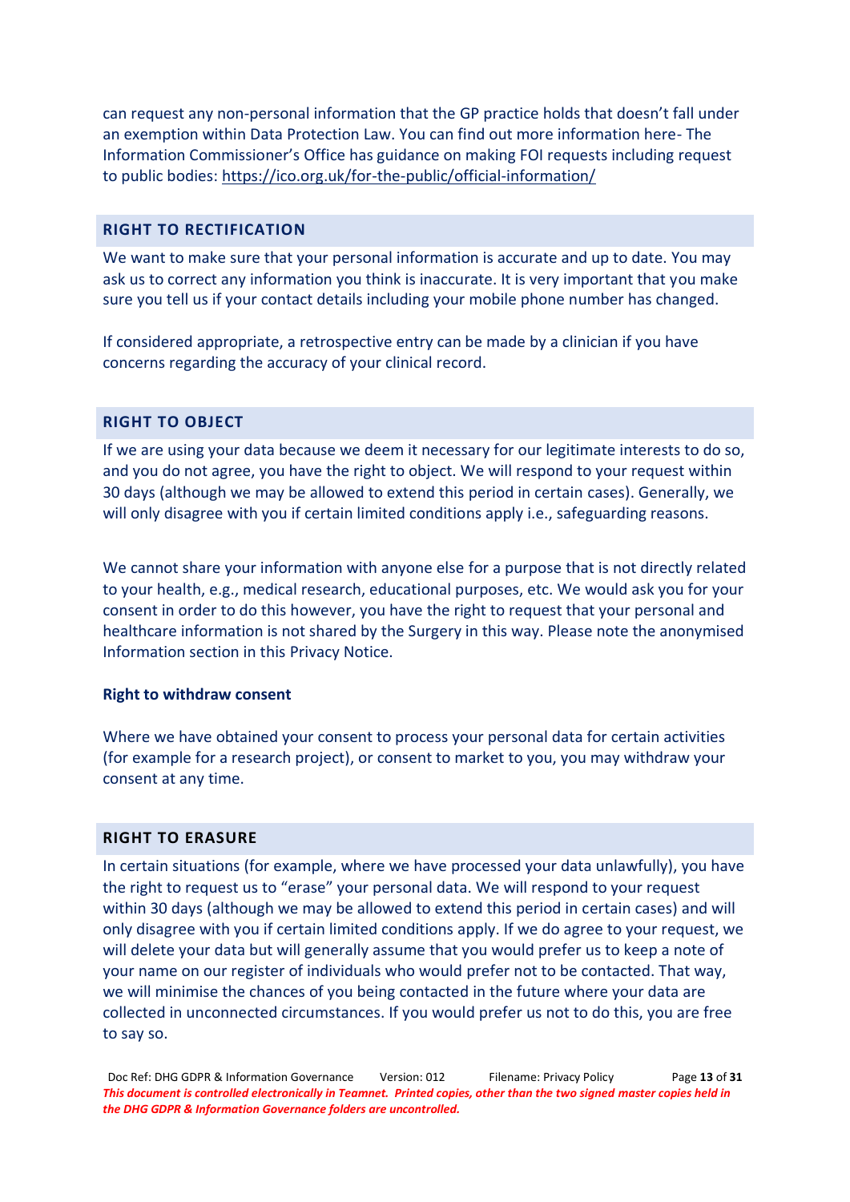can request any non-personal information that the GP practice holds that doesn't fall under an exemption within Data Protection Law. You can find out more information here- The Information Commissioner's Office has guidance on making FOI requests including request to public bodies: https://ico.org.uk/for-the-public/official-information/

## RIGHT TO RECTIFICATION

We want to make sure that your personal information is accurate and up to date. You may ask us to correct any information you think is inaccurate. It is very important that you make sure you tell us if your contact details including your mobile phone number has changed.

If considered appropriate, a retrospective entry can be made by a clinician if you have concerns regarding the accuracy of your clinical record.

## RIGHT TO OBJECT

If we are using your data because we deem it necessary for our legitimate interests to do so, and you do not agree, you have the right to object. We will respond to your request within 30 days (although we may be allowed to extend this period in certain cases). Generally, we will only disagree with you if certain limited conditions apply i.e., safeguarding reasons.

We cannot share your information with anyone else for a purpose that is not directly related to your health, e.g., medical research, educational purposes, etc. We would ask you for your consent in order to do this however, you have the right to request that your personal and healthcare information is not shared by the Surgery in this way. Please note the anonymised Information section in this Privacy Notice.

**Right to withdraw consent**

Where we have obtained your consent to process your personal data for certain activities (for example for a research project), or consent to market to you, you may withdraw your consent at any time.

## RIGHT TO ERASURE

In certain situations (for example, where we have processed your data unlawfully), you have the right to request us to "erase" your personal data. We will respond to your request within 30 days (although we may be allowed to extend this period in certain cases) and will only disagree with you if certain limited conditions apply. If we do agree to your request, we will delete your data but will generally assume that you would prefer us to keep a note of your name on our register of individuals who would prefer not to be contacted. That way, we will minimise the chances of you being contacted in the future where your data are collected in unconnected circumstances. If you would prefer us not to do this, you are free to say so.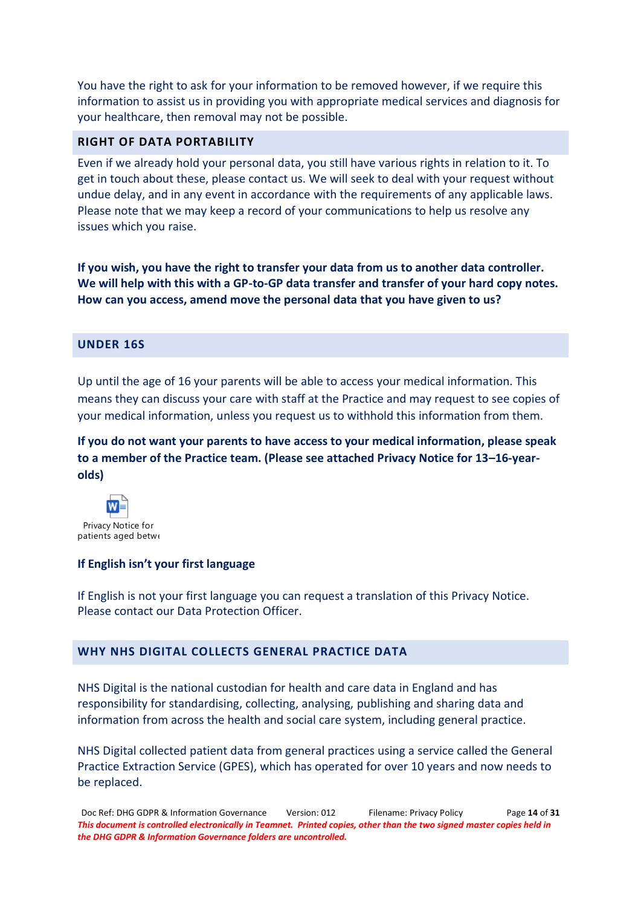You have the right to ask for your information to be removed however, if we require this information to assist us in providing you with appropriate medical services and diagnosis for your healthcare, then removal may not be possible.

## RIGHT OF DATA PORTABILITY

Even if we already hold your personal data, you still have various rights in relation to it. To get in touch about these, please contact us. We will seek to deal with your request without undue delay, and in any event in accordance with the requirements of any applicable laws. Please note that we may keep a record of your communications to help us resolve any issues which you raise.

**If you wish, you have the right to transfer your data from us to another data controller. We will help with this with a GP-to-GP data transfer and transfer of your hard copy notes. How can you access, amend move the personal data that you have given to us?**

## UNDER 16S

Up until the age of 16 your parents will be able to access your medical information. This means they can discuss your care with staff at the Practice and may request to see copies of your medical information, unless you request us to withhold this information from them.

**If you do not want your parents to have access to your medical information, please speak to a member of the Practice team. (Please see attached Privacy Notice for 13–16-year-olds)**

Privacy Notice for patients aged betw

### If English isn't your first language

If English is not your first language you can request a translation of this Privacy Notice. Please contact our Data Protection Officer.

## WHY NHS DIGITAL COLLECTS GENERAL PRACTICE DATA

NHS Digital is the national custodian for health and care data in England and has responsibility for standardising, collecting, analysing, publishing and sharing data and information from across the health and social care system, including general practice.

NHS Digital collected patient data from general practices using a service called the General Practice Extraction Service (GPES), which has operated for over 10 years and now needs to be replaced.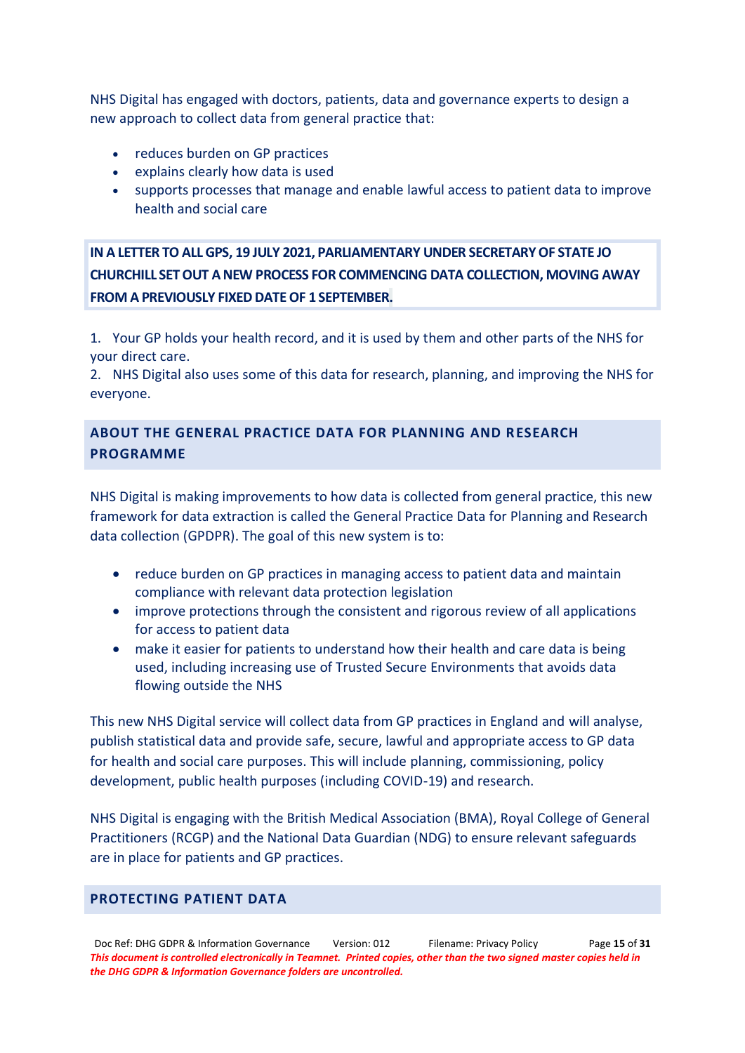NHS Digital has engaged with doctors, patients, data and governance experts to design a new approach to collect data from general practice that:

- reduces burden on GP practices
- explains clearly how data is used
- supports processes that manage and enable lawful access to patient data to improve health and social care

**IN A LETTER TO ALL GPS, 19 JULY 2021, PARLIAMENTARY UNDER SECRETARY OF STATE JO CHURCHILL SET OUT A NEW PROCESS FOR COMMENCING DATA COLLECTION, MOVING AWAY FROM A PREVIOUSLY FIXED DATE OF 1 SEPTEMBER.**

1. Your GP holds your health record, and it is used by them and other parts of the NHS for your direct care.
2. NHS Digital also uses some of this data for research, planning, and improving the NHS for everyone.

## ABOUT THE GENERAL PRACTICE DATA FOR PLANNING AND RESEARCH PROGRAMME

NHS Digital is making improvements to how data is collected from general practice, this new framework for data extraction is called the General Practice Data for Planning and Research data collection (GPDPR). The goal of this new system is to:

- reduce burden on GP practices in managing access to patient data and maintain compliance with relevant data protection legislation
- improve protections through the consistent and rigorous review of all applications for access to patient data
- make it easier for patients to understand how their health and care data is being used, including increasing use of Trusted Secure Environments that avoids data flowing outside the NHS

This new NHS Digital service will collect data from GP practices in England and will analyse, publish statistical data and provide safe, secure, lawful and appropriate access to GP data for health and social care purposes. This will include planning, commissioning, policy development, public health purposes (including COVID-19) and research.

NHS Digital is engaging with the British Medical Association (BMA), Royal College of General Practitioners (RCGP) and the National Data Guardian (NDG) to ensure relevant safeguards are in place for patients and GP practices.

## PROTECTING PATIENT DATA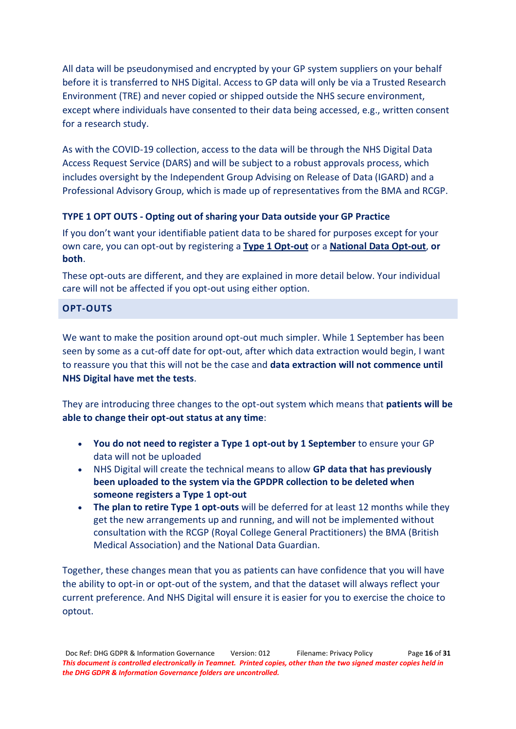All data will be pseudonymised and encrypted by your GP system suppliers on your behalf before it is transferred to NHS Digital. Access to GP data will only be via a Trusted Research Environment (TRE) and never copied or shipped outside the NHS secure environment, except where individuals have consented to their data being accessed, e.g., written consent for a research study.

As with the COVID-19 collection, access to the data will be through the NHS Digital Data Access Request Service (DARS) and will be subject to a robust approvals process, which includes oversight by the Independent Group Advising on Release of Data (IGARD) and a Professional Advisory Group, which is made up of representatives from the BMA and RCGP.

### TYPE 1 OPT OUTS - Opting out of sharing your Data outside your GP Practice

If you don't want your identifiable patient data to be shared for purposes except for your own care, you can opt-out by registering a **Type 1 Opt-out** or a **National Data Opt-out**, **or both**.

These opt-outs are different, and they are explained in more detail below. Your individual care will not be affected if you opt-out using either option.

## OPT-OUTS

We want to make the position around opt-out much simpler. While 1 September has been seen by some as a cut-off date for opt-out, after which data extraction would begin, I want to reassure you that this will not be the case and **data extraction will not commence until NHS Digital have met the tests**.

They are introducing three changes to the opt-out system which means that **patients will be able to change their opt-out status at any time**:

- **You do not need to register a Type 1 opt-out by 1 September** to ensure your GP data will not be uploaded
- NHS Digital will create the technical means to allow **GP data that has previously been uploaded to the system via the GPDPR collection to be deleted when someone registers a Type 1 opt-out**
- **The plan to retire Type 1 opt-outs** will be deferred for at least 12 months while they get the new arrangements up and running, and will not be implemented without consultation with the RCGP (Royal College General Practitioners) the BMA (British Medical Association) and the National Data Guardian.

Together, these changes mean that you as patients can have confidence that you will have the ability to opt-in or opt-out of the system, and that the dataset will always reflect your current preference. And NHS Digital will ensure it is easier for you to exercise the choice to optout.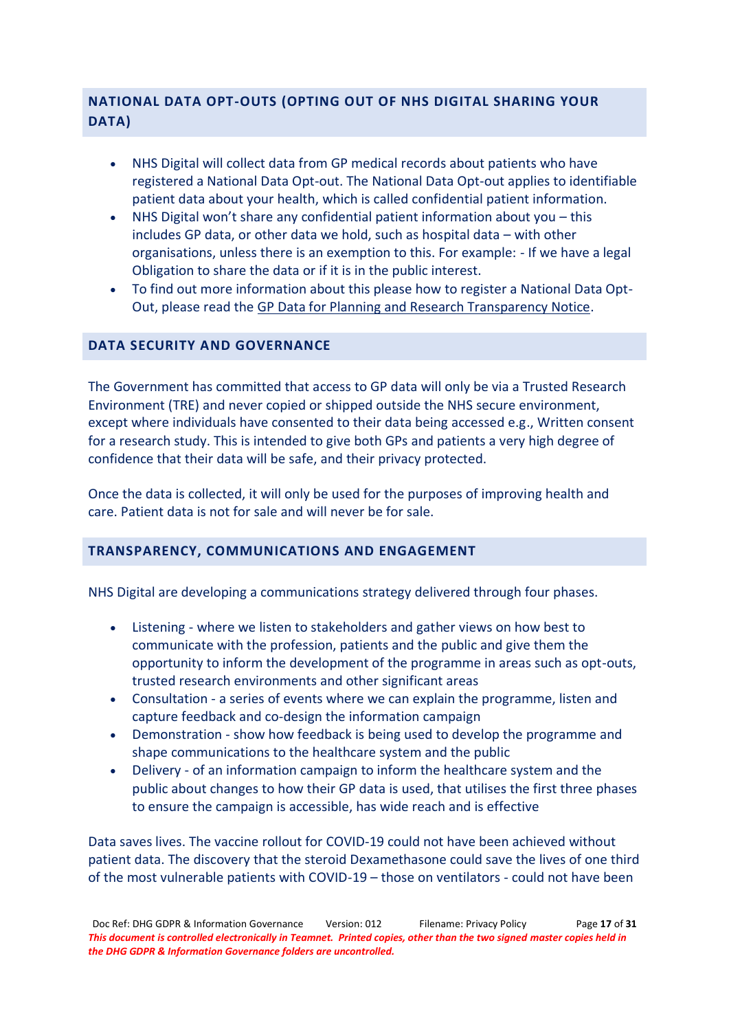## NATIONAL DATA OPT-OUTS (OPTING OUT OF NHS DIGITAL SHARING YOUR DATA)

- NHS Digital will collect data from GP medical records about patients who have registered a National Data Opt-out. The National Data Opt-out applies to identifiable patient data about your health, which is called confidential patient information.
- NHS Digital won't share any confidential patient information about you – this includes GP data, or other data we hold, such as hospital data – with other organisations, unless there is an exemption to this. For example: - If we have a legal Obligation to share the data or if it is in the public interest.
- To find out more information about this please how to register a National Data Opt-Out, please read the GP Data for Planning and Research Transparency Notice.

## DATA SECURITY AND GOVERNANCE

The Government has committed that access to GP data will only be via a Trusted Research Environment (TRE) and never copied or shipped outside the NHS secure environment, except where individuals have consented to their data being accessed e.g., Written consent for a research study. This is intended to give both GPs and patients a very high degree of confidence that their data will be safe, and their privacy protected.

Once the data is collected, it will only be used for the purposes of improving health and care. Patient data is not for sale and will never be for sale.

## TRANSPARENCY, COMMUNICATIONS AND ENGAGEMENT

NHS Digital are developing a communications strategy delivered through four phases.

- Listening - where we listen to stakeholders and gather views on how best to communicate with the profession, patients and the public and give them the opportunity to inform the development of the programme in areas such as opt-outs, trusted research environments and other significant areas
- Consultation - a series of events where we can explain the programme, listen and capture feedback and co-design the information campaign
- Demonstration - show how feedback is being used to develop the programme and shape communications to the healthcare system and the public
- Delivery - of an information campaign to inform the healthcare system and the public about changes to how their GP data is used, that utilises the first three phases to ensure the campaign is accessible, has wide reach and is effective

Data saves lives. The vaccine rollout for COVID-19 could not have been achieved without patient data. The discovery that the steroid Dexamethasone could save the lives of one third of the most vulnerable patients with COVID-19 – those on ventilators - could not have been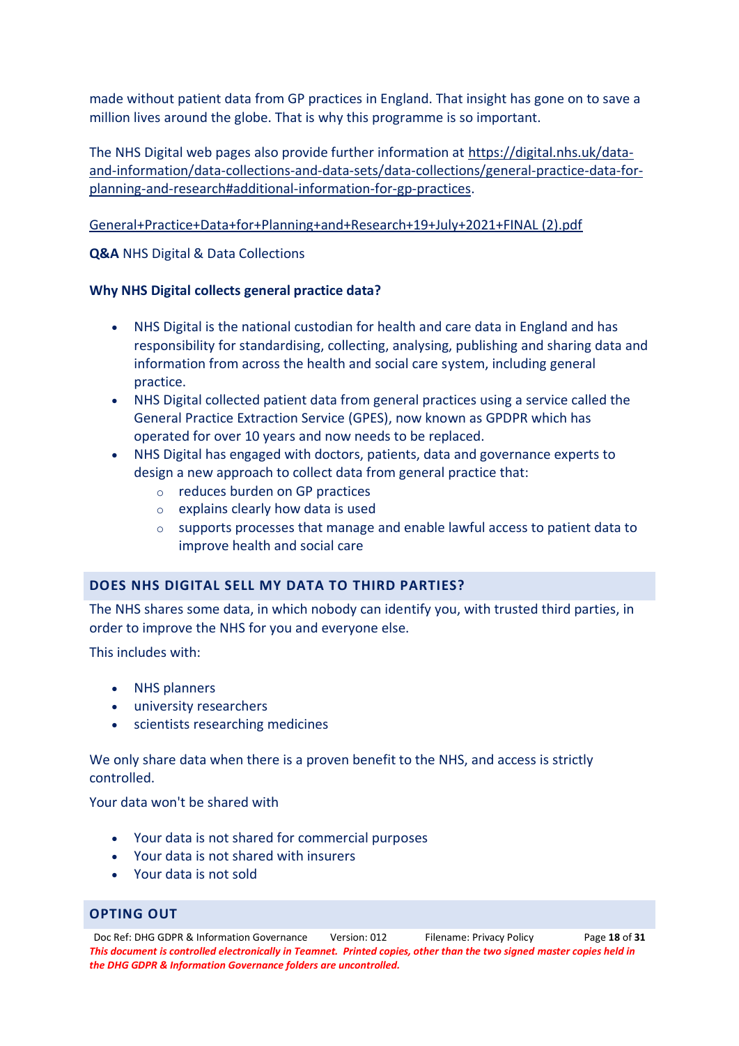made without patient data from GP practices in England. That insight has gone on to save a million lives around the globe. That is why this programme is so important.

The NHS Digital web pages also provide further information at https://digital.nhs.uk/data-and-information/data-collections-and-data-sets/data-collections/general-practice-data-for-planning-and-research#additional-information-for-gp-practices.

General+Practice+Data+for+Planning+and+Research+19+July+2021+FINAL (2).pdf

**Q&A** NHS Digital & Data Collections

**Why NHS Digital collects general practice data?**

- NHS Digital is the national custodian for health and care data in England and has responsibility for standardising, collecting, analysing, publishing and sharing data and information from across the health and social care system, including general practice.
- NHS Digital collected patient data from general practices using a service called the General Practice Extraction Service (GPES), now known as GPDPR which has operated for over 10 years and now needs to be replaced.
- NHS Digital has engaged with doctors, patients, data and governance experts to design a new approach to collect data from general practice that:
    - reduces burden on GP practices
    - explains clearly how data is used
    - supports processes that manage and enable lawful access to patient data to improve health and social care

## DOES NHS DIGITAL SELL MY DATA TO THIRD PARTIES?

The NHS shares some data, in which nobody can identify you, with trusted third parties, in order to improve the NHS for you and everyone else.

This includes with:

- NHS planners
- university researchers
- scientists researching medicines

We only share data when there is a proven benefit to the NHS, and access is strictly controlled.

Your data won't be shared with

- Your data is not shared for commercial purposes
- Your data is not shared with insurers
- Your data is not sold

## OPTING OUT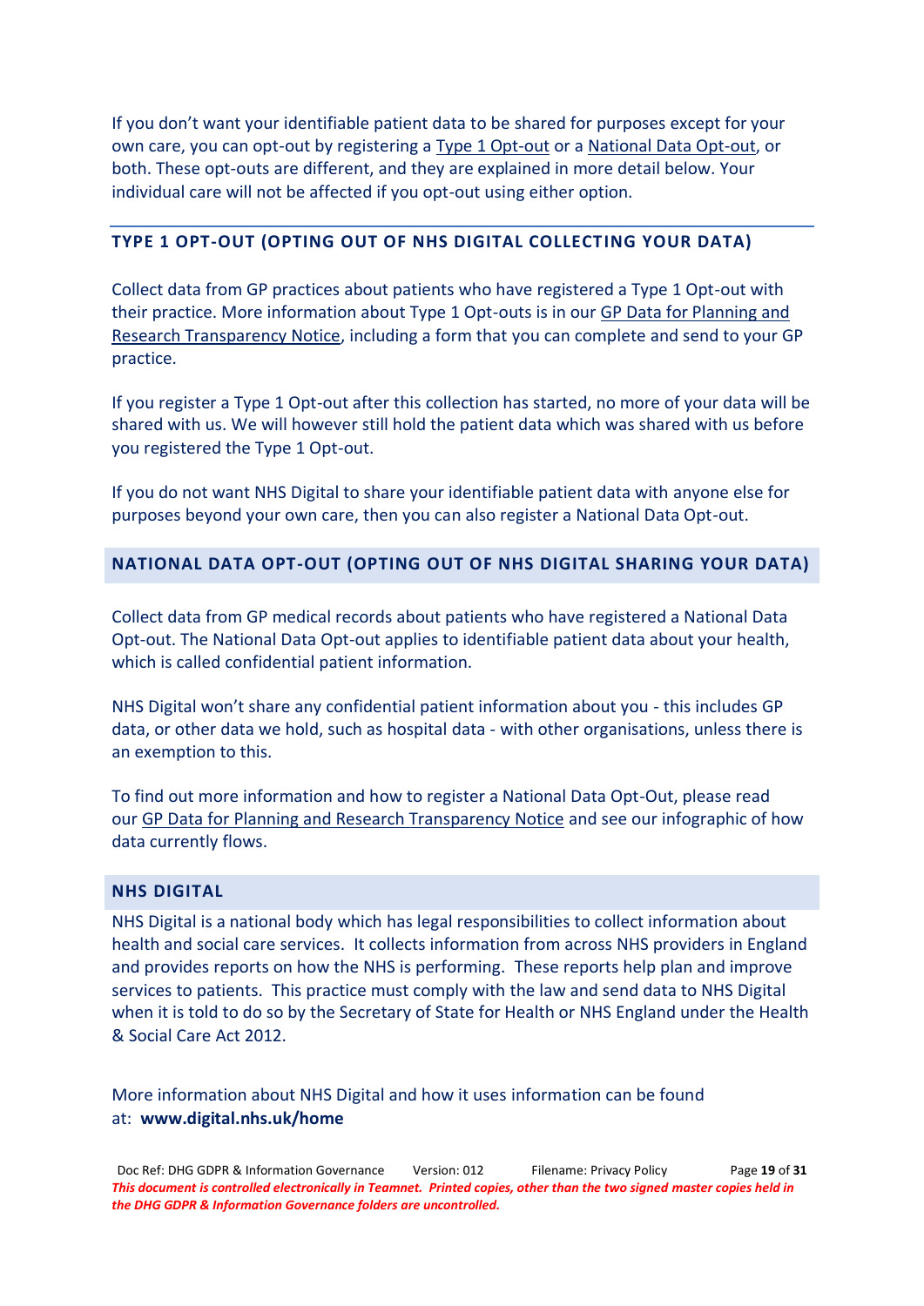If you don't want your identifiable patient data to be shared for purposes except for your own care, you can opt-out by registering a Type 1 Opt-out or a National Data Opt-out, or both. These opt-outs are different, and they are explained in more detail below. Your individual care will not be affected if you opt-out using either option.

## TYPE 1 OPT-OUT (OPTING OUT OF NHS DIGITAL COLLECTING YOUR DATA)

Collect data from GP practices about patients who have registered a Type 1 Opt-out with their practice. More information about Type 1 Opt-outs is in our GP Data for Planning and Research Transparency Notice, including a form that you can complete and send to your GP practice.

If you register a Type 1 Opt-out after this collection has started, no more of your data will be shared with us. We will however still hold the patient data which was shared with us before you registered the Type 1 Opt-out.

If you do not want NHS Digital to share your identifiable patient data with anyone else for purposes beyond your own care, then you can also register a National Data Opt-out.

## NATIONAL DATA OPT-OUT (OPTING OUT OF NHS DIGITAL SHARING YOUR DATA)

Collect data from GP medical records about patients who have registered a National Data Opt-out. The National Data Opt-out applies to identifiable patient data about your health, which is called confidential patient information.

NHS Digital won't share any confidential patient information about you - this includes GP data, or other data we hold, such as hospital data - with other organisations, unless there is an exemption to this.

To find out more information and how to register a National Data Opt-Out, please read our GP Data for Planning and Research Transparency Notice and see our infographic of how data currently flows.

## NHS DIGITAL

NHS Digital is a national body which has legal responsibilities to collect information about health and social care services. It collects information from across NHS providers in England and provides reports on how the NHS is performing. These reports help plan and improve services to patients. This practice must comply with the law and send data to NHS Digital when it is told to do so by the Secretary of State for Health or NHS England under the Health & Social Care Act 2012.

More information about NHS Digital and how it uses information can be found at: **www.digital.nhs.uk/home**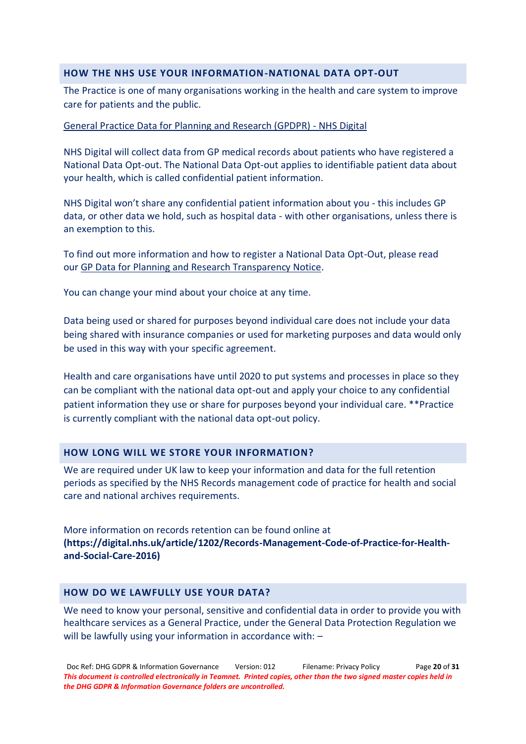## HOW THE NHS USE YOUR INFORMATION-NATIONAL DATA OPT-OUT

The Practice is one of many organisations working in the health and care system to improve care for patients and the public.

General Practice Data for Planning and Research (GPDPR) - NHS Digital

NHS Digital will collect data from GP medical records about patients who have registered a National Data Opt-out. The National Data Opt-out applies to identifiable patient data about your health, which is called confidential patient information.

NHS Digital won't share any confidential patient information about you - this includes GP data, or other data we hold, such as hospital data - with other organisations, unless there is an exemption to this.

To find out more information and how to register a National Data Opt-Out, please read our GP Data for Planning and Research Transparency Notice.

You can change your mind about your choice at any time.

Data being used or shared for purposes beyond individual care does not include your data being shared with insurance companies or used for marketing purposes and data would only be used in this way with your specific agreement.

Health and care organisations have until 2020 to put systems and processes in place so they can be compliant with the national data opt-out and apply your choice to any confidential patient information they use or share for purposes beyond your individual care. **Practice is currently compliant with the national data opt-out policy.

## HOW LONG WILL WE STORE YOUR INFORMATION?

We are required under UK law to keep your information and data for the full retention periods as specified by the NHS Records management code of practice for health and social care and national archives requirements.

More information on records retention can be found online at **(https://digital.nhs.uk/article/1202/Records-Management-Code-of-Practice-for-Health-and-Social-Care-2016)**

## HOW DO WE LAWFULLY USE YOUR DATA?

We need to know your personal, sensitive and confidential data in order to provide you with healthcare services as a General Practice, under the General Data Protection Regulation we will be lawfully using your information in accordance with: –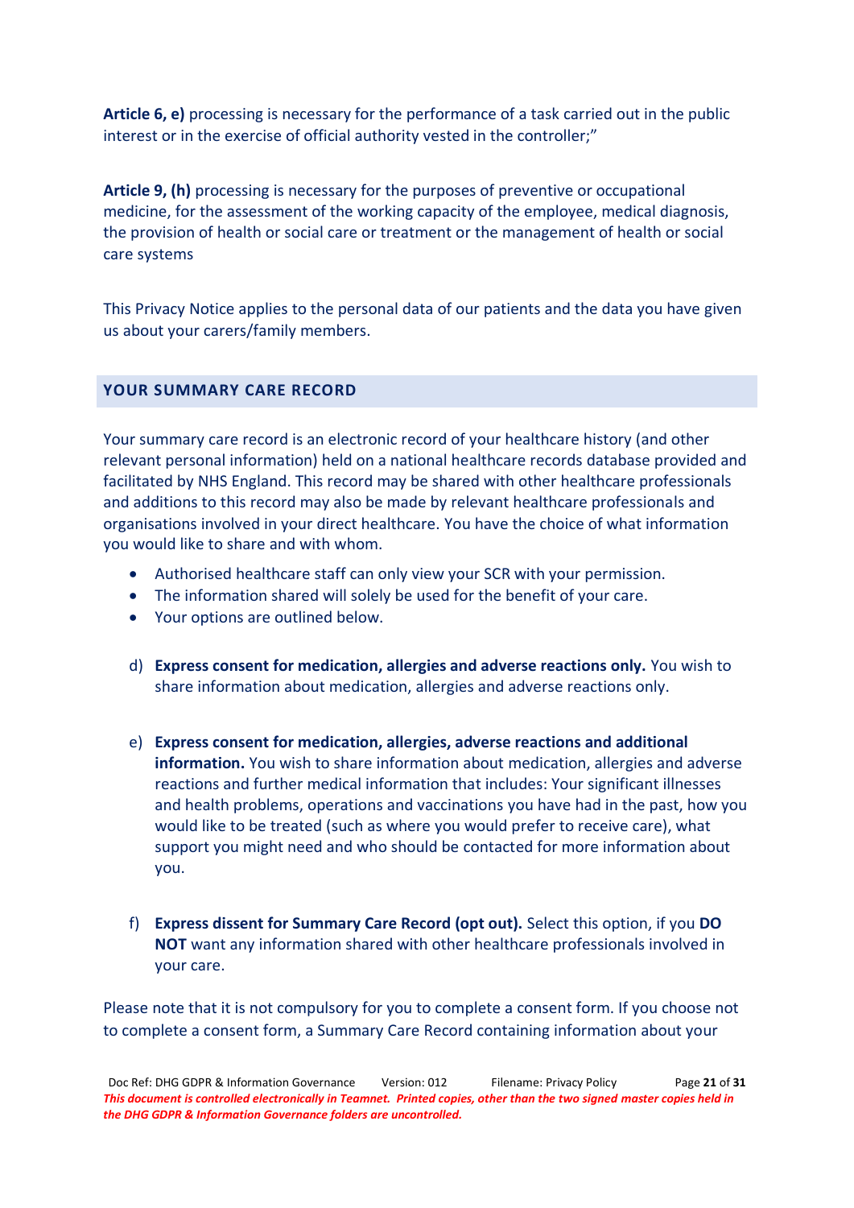**Article 6, e)** processing is necessary for the performance of a task carried out in the public interest or in the exercise of official authority vested in the controller;"

**Article 9, (h)** processing is necessary for the purposes of preventive or occupational medicine, for the assessment of the working capacity of the employee, medical diagnosis, the provision of health or social care or treatment or the management of health or social care systems

This Privacy Notice applies to the personal data of our patients and the data you have given us about your carers/family members.

## YOUR SUMMARY CARE RECORD

Your summary care record is an electronic record of your healthcare history (and other relevant personal information) held on a national healthcare records database provided and facilitated by NHS England. This record may be shared with other healthcare professionals and additions to this record may also be made by relevant healthcare professionals and organisations involved in your direct healthcare. You have the choice of what information you would like to share and with whom.

- Authorised healthcare staff can only view your SCR with your permission.
- The information shared will solely be used for the benefit of your care.
- Your options are outlined below.

d) **Express consent for medication, allergies and adverse reactions only.** You wish to share information about medication, allergies and adverse reactions only.

e) **Express consent for medication, allergies, adverse reactions and additional information.** You wish to share information about medication, allergies and adverse reactions and further medical information that includes: Your significant illnesses and health problems, operations and vaccinations you have had in the past, how you would like to be treated (such as where you would prefer to receive care), what support you might need and who should be contacted for more information about you.

f) **Express dissent for Summary Care Record (opt out).** Select this option, if you **DO NOT** want any information shared with other healthcare professionals involved in your care.

Please note that it is not compulsory for you to complete a consent form. If you choose not to complete a consent form, a Summary Care Record containing information about your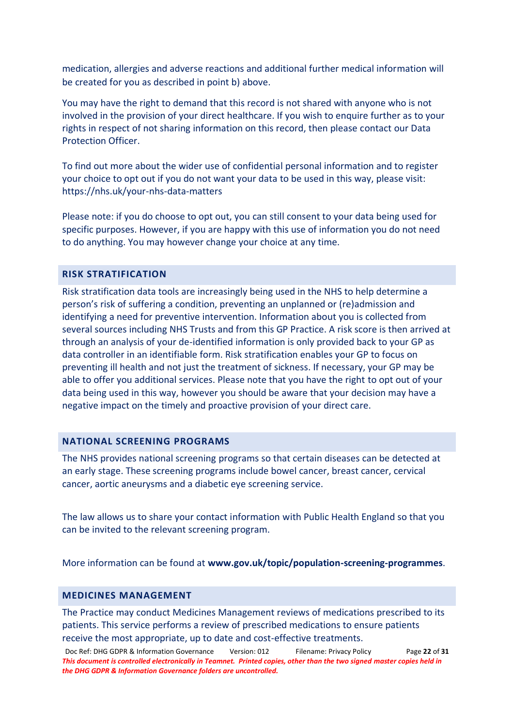medication, allergies and adverse reactions and additional further medical information will be created for you as described in point b) above.

You may have the right to demand that this record is not shared with anyone who is not involved in the provision of your direct healthcare. If you wish to enquire further as to your rights in respect of not sharing information on this record, then please contact our Data Protection Officer.

To find out more about the wider use of confidential personal information and to register your choice to opt out if you do not want your data to be used in this way, please visit: https://nhs.uk/your-nhs-data-matters

Please note: if you do choose to opt out, you can still consent to your data being used for specific purposes. However, if you are happy with this use of information you do not need to do anything. You may however change your choice at any time.

## RISK STRATIFICATION

Risk stratification data tools are increasingly being used in the NHS to help determine a person's risk of suffering a condition, preventing an unplanned or (re)admission and identifying a need for preventive intervention. Information about you is collected from several sources including NHS Trusts and from this GP Practice. A risk score is then arrived at through an analysis of your de-identified information is only provided back to your GP as data controller in an identifiable form. Risk stratification enables your GP to focus on preventing ill health and not just the treatment of sickness. If necessary, your GP may be able to offer you additional services. Please note that you have the right to opt out of your data being used in this way, however you should be aware that your decision may have a negative impact on the timely and proactive provision of your direct care.

## NATIONAL SCREENING PROGRAMS

The NHS provides national screening programs so that certain diseases can be detected at an early stage. These screening programs include bowel cancer, breast cancer, cervical cancer, aortic aneurysms and a diabetic eye screening service.

The law allows us to share your contact information with Public Health England so that you can be invited to the relevant screening program.

More information can be found at **www.gov.uk/topic/population-screening-programmes**.

## MEDICINES MANAGEMENT

The Practice may conduct Medicines Management reviews of medications prescribed to its patients. This service performs a review of prescribed medications to ensure patients receive the most appropriate, up to date and cost-effective treatments.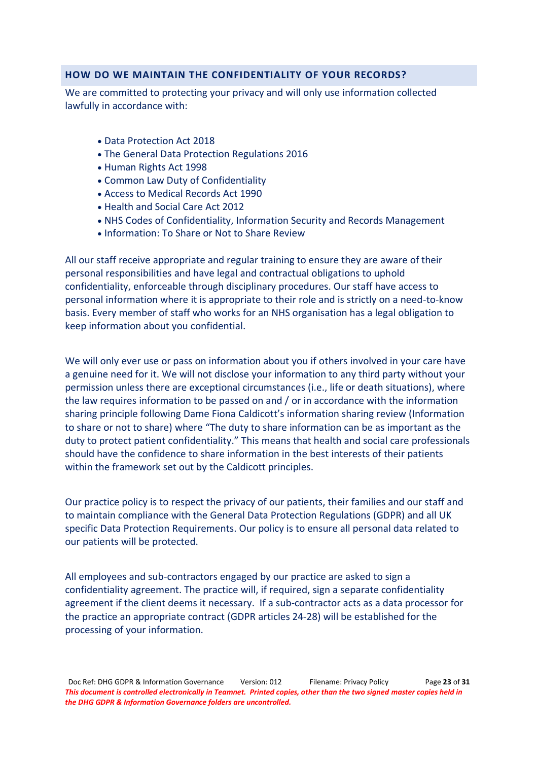## HOW DO WE MAINTAIN THE CONFIDENTIALITY OF YOUR RECORDS?

We are committed to protecting your privacy and will only use information collected lawfully in accordance with:

- Data Protection Act 2018
- The General Data Protection Regulations 2016
- Human Rights Act 1998
- Common Law Duty of Confidentiality
- Access to Medical Records Act 1990
- Health and Social Care Act 2012
- NHS Codes of Confidentiality, Information Security and Records Management
- Information: To Share or Not to Share Review

All our staff receive appropriate and regular training to ensure they are aware of their personal responsibilities and have legal and contractual obligations to uphold confidentiality, enforceable through disciplinary procedures. Our staff have access to personal information where it is appropriate to their role and is strictly on a need-to-know basis. Every member of staff who works for an NHS organisation has a legal obligation to keep information about you confidential.

We will only ever use or pass on information about you if others involved in your care have a genuine need for it. We will not disclose your information to any third party without your permission unless there are exceptional circumstances (i.e., life or death situations), where the law requires information to be passed on and / or in accordance with the information sharing principle following Dame Fiona Caldicott's information sharing review (Information to share or not to share) where "The duty to share information can be as important as the duty to protect patient confidentiality." This means that health and social care professionals should have the confidence to share information in the best interests of their patients within the framework set out by the Caldicott principles.

Our practice policy is to respect the privacy of our patients, their families and our staff and to maintain compliance with the General Data Protection Regulations (GDPR) and all UK specific Data Protection Requirements. Our policy is to ensure all personal data related to our patients will be protected.

All employees and sub-contractors engaged by our practice are asked to sign a confidentiality agreement. The practice will, if required, sign a separate confidentiality agreement if the client deems it necessary. If a sub-contractor acts as a data processor for the practice an appropriate contract (GDPR articles 24-28) will be established for the processing of your information.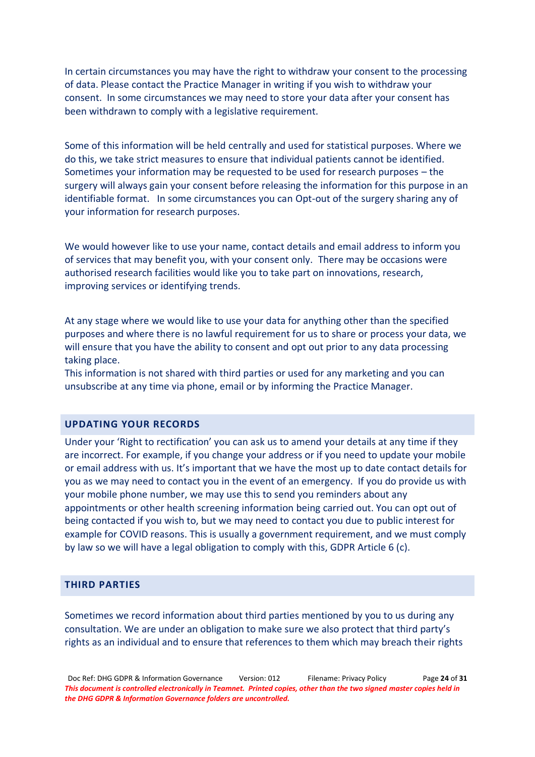In certain circumstances you may have the right to withdraw your consent to the processing of data. Please contact the Practice Manager in writing if you wish to withdraw your consent. In some circumstances we may need to store your data after your consent has been withdrawn to comply with a legislative requirement.

Some of this information will be held centrally and used for statistical purposes. Where we do this, we take strict measures to ensure that individual patients cannot be identified. Sometimes your information may be requested to be used for research purposes – the surgery will always gain your consent before releasing the information for this purpose in an identifiable format. In some circumstances you can Opt-out of the surgery sharing any of your information for research purposes.

We would however like to use your name, contact details and email address to inform you of services that may benefit you, with your consent only. There may be occasions were authorised research facilities would like you to take part on innovations, research, improving services or identifying trends.

At any stage where we would like to use your data for anything other than the specified purposes and where there is no lawful requirement for us to share or process your data, we will ensure that you have the ability to consent and opt out prior to any data processing taking place.
This information is not shared with third parties or used for any marketing and you can unsubscribe at any time via phone, email or by informing the Practice Manager.

## UPDATING YOUR RECORDS

Under your 'Right to rectification' you can ask us to amend your details at any time if they are incorrect. For example, if you change your address or if you need to update your mobile or email address with us. It's important that we have the most up to date contact details for you as we may need to contact you in the event of an emergency. If you do provide us with your mobile phone number, we may use this to send you reminders about any appointments or other health screening information being carried out. You can opt out of being contacted if you wish to, but we may need to contact you due to public interest for example for COVID reasons. This is usually a government requirement, and we must comply by law so we will have a legal obligation to comply with this, GDPR Article 6 (c).

## THIRD PARTIES

Sometimes we record information about third parties mentioned by you to us during any consultation. We are under an obligation to make sure we also protect that third party's rights as an individual and to ensure that references to them which may breach their rights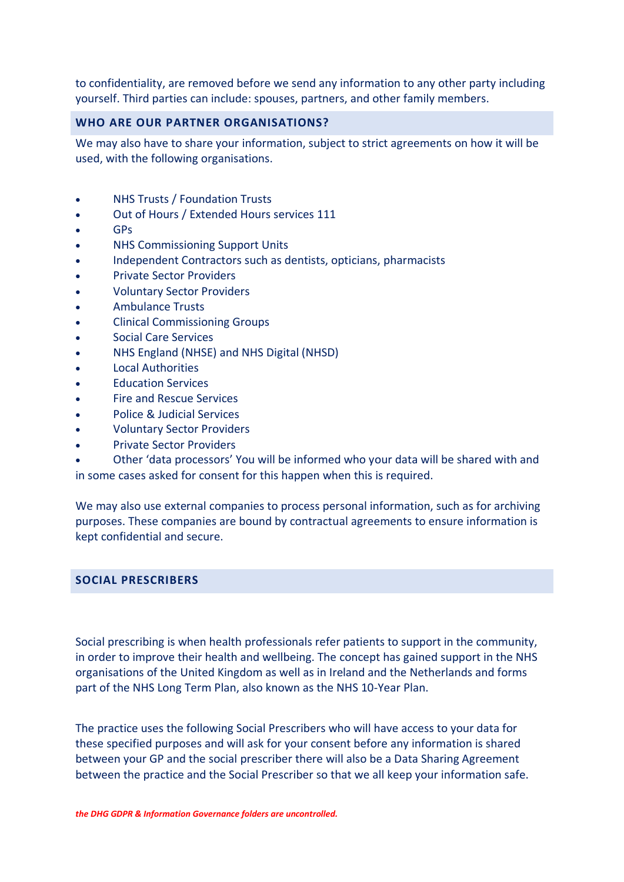to confidentiality, are removed before we send any information to any other party including yourself. Third parties can include: spouses, partners, and other family members.

## WHO ARE OUR PARTNER ORGANISATIONS?

We may also have to share your information, subject to strict agreements on how it will be used, with the following organisations.

- NHS Trusts / Foundation Trusts
- Out of Hours / Extended Hours services 111
- GPs
- NHS Commissioning Support Units
- Independent Contractors such as dentists, opticians, pharmacists
- Private Sector Providers
- Voluntary Sector Providers
- Ambulance Trusts
- Clinical Commissioning Groups
- Social Care Services
- NHS England (NHSE) and NHS Digital (NHSD)
- Local Authorities
- Education Services
- Fire and Rescue Services
- Police & Judicial Services
- Voluntary Sector Providers
- Private Sector Providers
- Other 'data processors' You will be informed who your data will be shared with and in some cases asked for consent for this happen when this is required.

We may also use external companies to process personal information, such as for archiving purposes. These companies are bound by contractual agreements to ensure information is kept confidential and secure.

## SOCIAL PRESCRIBERS

Social prescribing is when health professionals refer patients to support in the community, in order to improve their health and wellbeing. The concept has gained support in the NHS organisations of the United Kingdom as well as in Ireland and the Netherlands and forms part of the NHS Long Term Plan, also known as the NHS 10-Year Plan.

The practice uses the following Social Prescribers who will have access to your data for these specified purposes and will ask for your consent before any information is shared between your GP and the social prescriber there will also be a Data Sharing Agreement between the practice and the Social Prescriber so that we all keep your information safe.

*the DHG GDPR & Information Governance folders are uncontrolled.*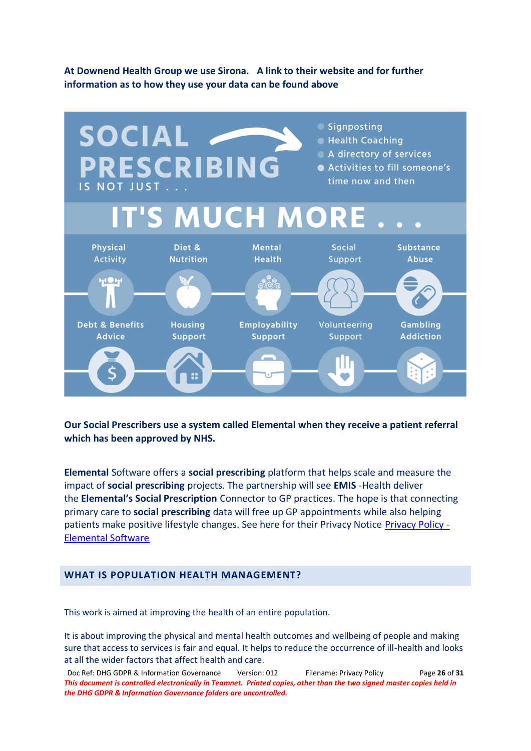**At Downend Health Group we use Sirona. A link to their website and for further information as to how they use your data can be found above**

SOCIAL PRESCRIBING IS NOT JUST . . .

- Signposting
- Health Coaching
- A directory of services
- Activities to fill someone's time now and then

IT'S MUCH MORE . . .

- Physical Activity
- Diet & Nutrition
- Mental Health
- Social Support
- Substance Abuse
- Debt & Benefits Advice
- Housing Support
- Employability Support
- Volunteering Support
- Gambling Addiction

**Our Social Prescribers use a system called Elemental when they receive a patient referral which has been approved by NHS.**

**Elemental** Software offers a **social prescribing** platform that helps scale and measure the impact of **social prescribing** projects. The partnership will see **EMIS** -Health deliver the **Elemental's Social Prescription** Connector to GP practices. The hope is that connecting primary care to **social prescribing** data will free up GP appointments while also helping patients make positive lifestyle changes. See here for their Privacy Notice [Privacy Policy - Elemental Software]

## WHAT IS POPULATION HEALTH MANAGEMENT?

This work is aimed at improving the health of an entire population.

It is about improving the physical and mental health outcomes and wellbeing of people and making sure that access to services is fair and equal. It helps to reduce the occurrence of ill-health and looks at all the wider factors that affect health and care.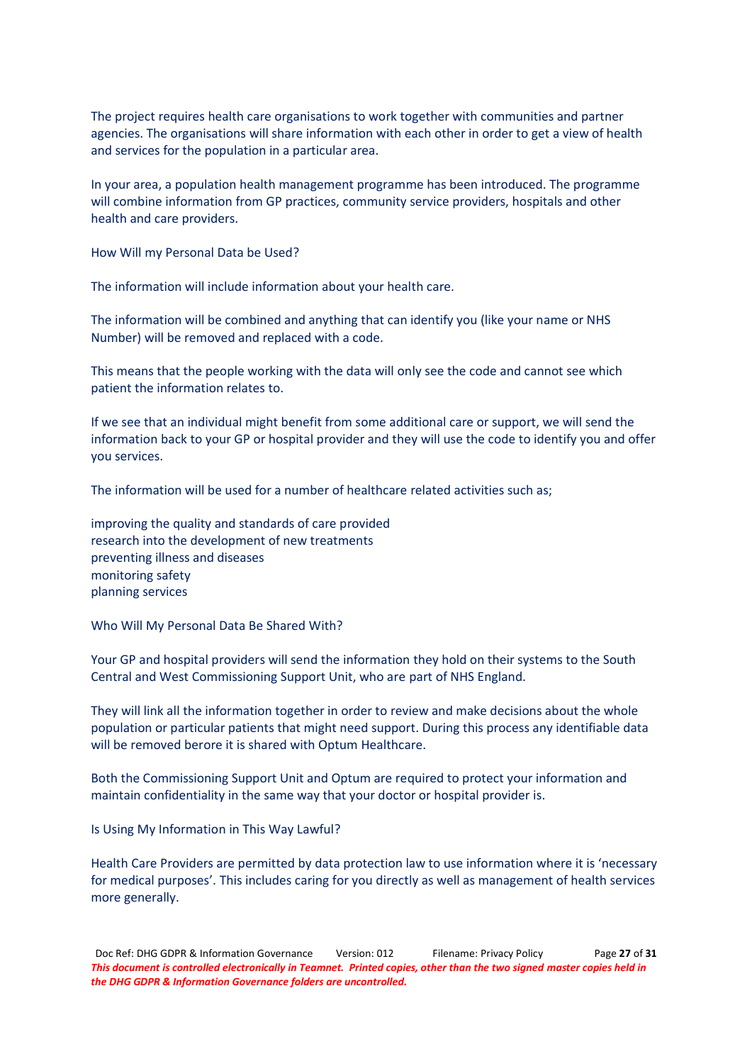The project requires health care organisations to work together with communities and partner agencies. The organisations will share information with each other in order to get a view of health and services for the population in a particular area.

In your area, a population health management programme has been introduced. The programme will combine information from GP practices, community service providers, hospitals and other health and care providers.

How Will my Personal Data be Used?

The information will include information about your health care.

The information will be combined and anything that can identify you (like your name or NHS Number) will be removed and replaced with a code.

This means that the people working with the data will only see the code and cannot see which patient the information relates to.

If we see that an individual might benefit from some additional care or support, we will send the information back to your GP or hospital provider and they will use the code to identify you and offer you services.

The information will be used for a number of healthcare related activities such as;

improving the quality and standards of care provided
research into the development of new treatments
preventing illness and diseases
monitoring safety
planning services

Who Will My Personal Data Be Shared With?

Your GP and hospital providers will send the information they hold on their systems to the South Central and West Commissioning Support Unit, who are part of NHS England.

They will link all the information together in order to review and make decisions about the whole population or particular patients that might need support. During this process any identifiable data will be removed berore it is shared with Optum Healthcare.

Both the Commissioning Support Unit and Optum are required to protect your information and maintain confidentiality in the same way that your doctor or hospital provider is.

Is Using My Information in This Way Lawful?

Health Care Providers are permitted by data protection law to use information where it is 'necessary for medical purposes'. This includes caring for you directly as well as management of health services more generally.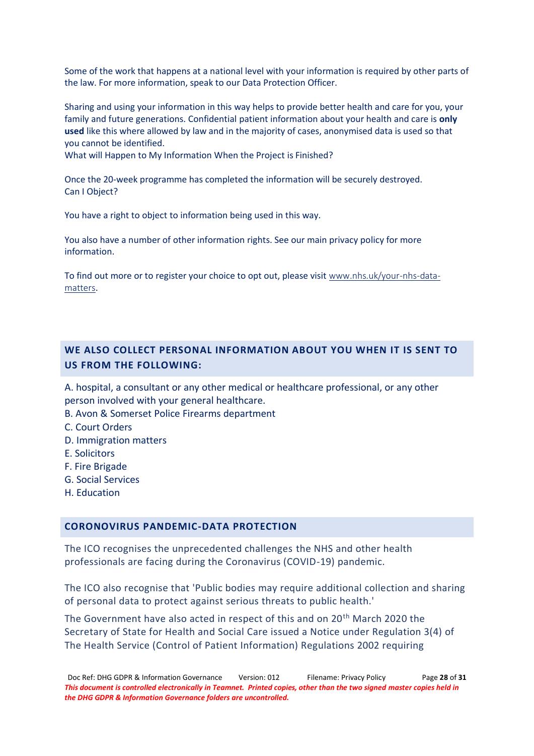Some of the work that happens at a national level with your information is required by other parts of the law. For more information, speak to our Data Protection Officer.

Sharing and using your information in this way helps to provide better health and care for you, your family and future generations. Confidential patient information about your health and care is **only used** like this where allowed by law and in the majority of cases, anonymised data is used so that you cannot be identified.

What will Happen to My Information When the Project is Finished?

Once the 20-week programme has completed the information will be securely destroyed.

Can I Object?

You have a right to object to information being used in this way.

You also have a number of other information rights. See our main privacy policy for more information.

To find out more or to register your choice to opt out, please visit www.nhs.uk/your-nhs-data-matters.

## WE ALSO COLLECT PERSONAL INFORMATION ABOUT YOU WHEN IT IS SENT TO US FROM THE FOLLOWING:

A. hospital, a consultant or any other medical or healthcare professional, or any other person involved with your general healthcare.
B. Avon & Somerset Police Firearms department
C. Court Orders
D. Immigration matters
E. Solicitors
F. Fire Brigade
G. Social Services
H. Education

## CORONOVIRUS PANDEMIC-DATA PROTECTION

The ICO recognises the unprecedented challenges the NHS and other health professionals are facing during the Coronavirus (COVID-19) pandemic.

The ICO also recognise that 'Public bodies may require additional collection and sharing of personal data to protect against serious threats to public health.'

The Government have also acted in respect of this and on 20th March 2020 the Secretary of State for Health and Social Care issued a Notice under Regulation 3(4) of The Health Service (Control of Patient Information) Regulations 2002 requiring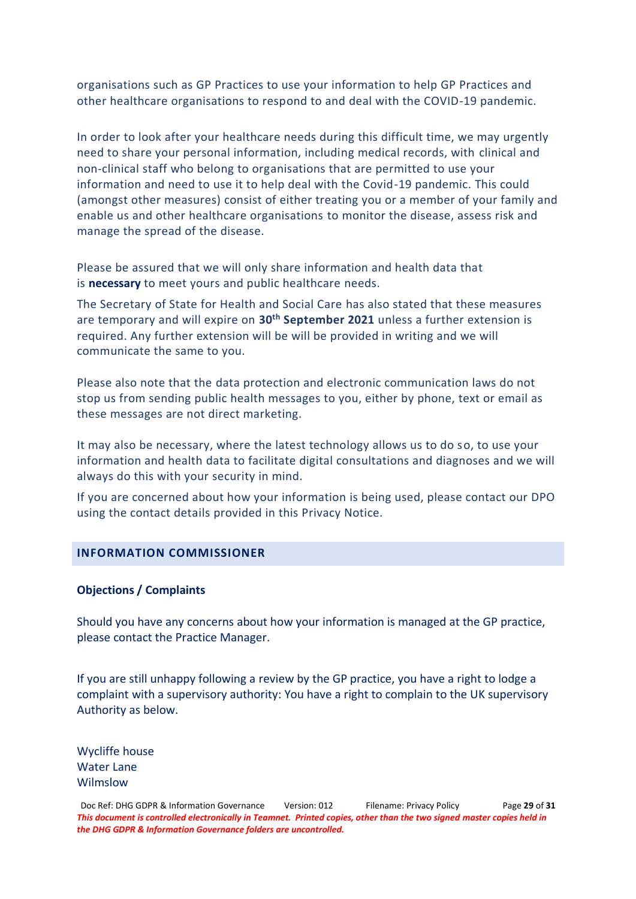organisations such as GP Practices to use your information to help GP Practices and other healthcare organisations to respond to and deal with the COVID-19 pandemic.

In order to look after your healthcare needs during this difficult time, we may urgently need to share your personal information, including medical records, with clinical and non-clinical staff who belong to organisations that are permitted to use your information and need to use it to help deal with the Covid-19 pandemic. This could (amongst other measures) consist of either treating you or a member of your family and enable us and other healthcare organisations to monitor the disease, assess risk and manage the spread of the disease.

Please be assured that we will only share information and health data that is **necessary** to meet yours and public healthcare needs.

The Secretary of State for Health and Social Care has also stated that these measures are temporary and will expire on **30th September 2021** unless a further extension is required. Any further extension will be will be provided in writing and we will communicate the same to you.

Please also note that the data protection and electronic communication laws do not stop us from sending public health messages to you, either by phone, text or email as these messages are not direct marketing.

It may also be necessary, where the latest technology allows us to do so, to use your information and health data to facilitate digital consultations and diagnoses and we will always do this with your security in mind.

If you are concerned about how your information is being used, please contact our DPO using the contact details provided in this Privacy Notice.

## INFORMATION COMMISSIONER

### Objections / Complaints

Should you have any concerns about how your information is managed at the GP practice, please contact the Practice Manager.

If you are still unhappy following a review by the GP practice, you have a right to lodge a complaint with a supervisory authority: You have a right to complain to the UK supervisory Authority as below.

Wycliffe house
Water Lane
Wilmslow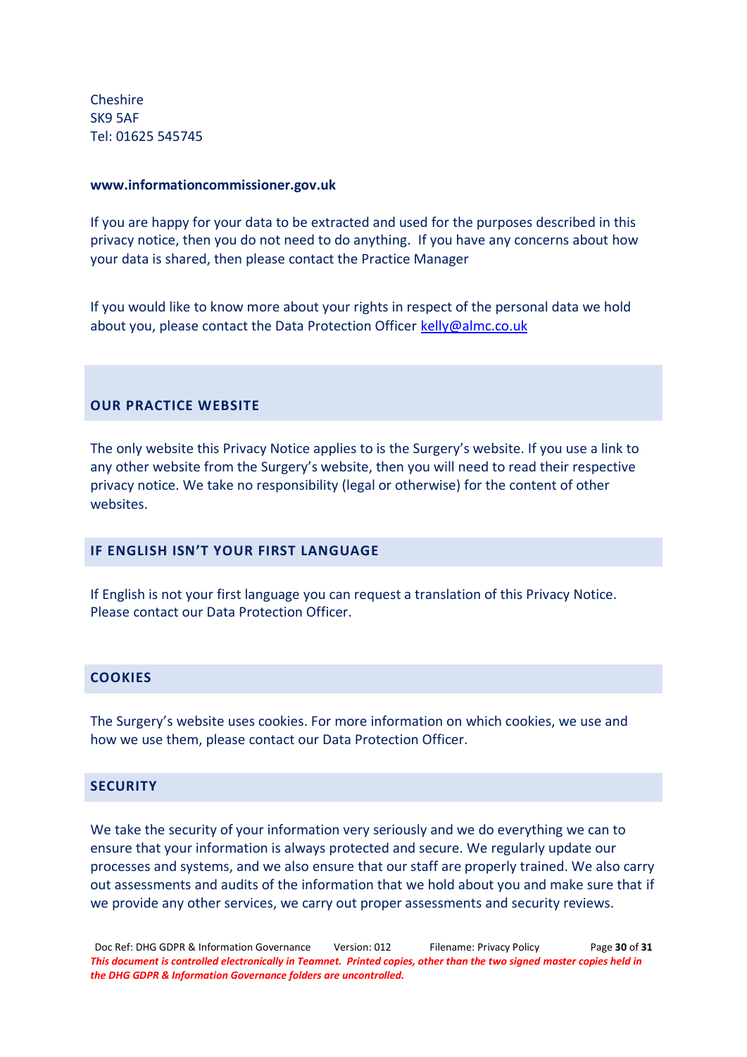Cheshire
SK9 5AF
Tel: 01625 545745

**www.informationcommissioner.gov.uk**

If you are happy for your data to be extracted and used for the purposes described in this privacy notice, then you do not need to do anything. If you have any concerns about how your data is shared, then please contact the Practice Manager

If you would like to know more about your rights in respect of the personal data we hold about you, please contact the Data Protection Officer kelly@almc.co.uk

## OUR PRACTICE WEBSITE

The only website this Privacy Notice applies to is the Surgery's website. If you use a link to any other website from the Surgery's website, then you will need to read their respective privacy notice. We take no responsibility (legal or otherwise) for the content of other websites.

## IF ENGLISH ISN'T YOUR FIRST LANGUAGE

If English is not your first language you can request a translation of this Privacy Notice. Please contact our Data Protection Officer.

## COOKIES

The Surgery's website uses cookies. For more information on which cookies, we use and how we use them, please contact our Data Protection Officer.

## SECURITY

We take the security of your information very seriously and we do everything we can to ensure that your information is always protected and secure. We regularly update our processes and systems, and we also ensure that our staff are properly trained. We also carry out assessments and audits of the information that we hold about you and make sure that if we provide any other services, we carry out proper assessments and security reviews.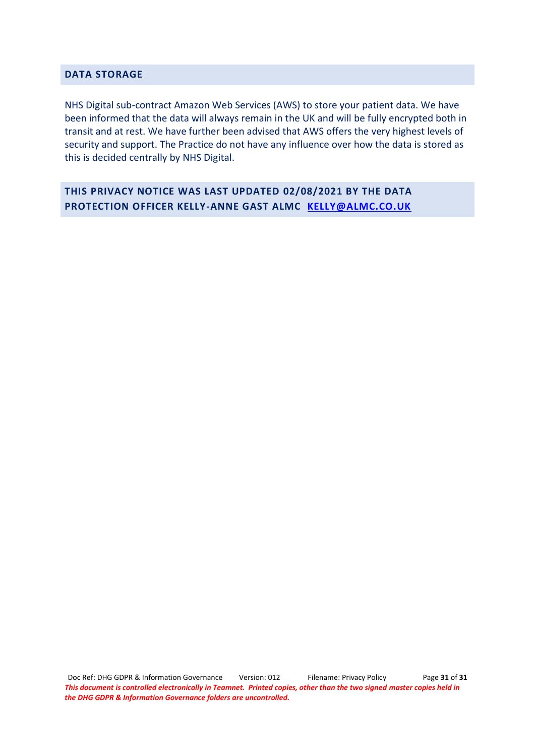## DATA STORAGE

NHS Digital sub-contract Amazon Web Services (AWS) to store your patient data. We have been informed that the data will always remain in the UK and will be fully encrypted both in transit and at rest. We have further been advised that AWS offers the very highest levels of security and support. The Practice do not have any influence over how the data is stored as this is decided centrally by NHS Digital.

## THIS PRIVACY NOTICE WAS LAST UPDATED 02/08/2021 BY THE DATA PROTECTION OFFICER KELLY-ANNE GAST ALMC [KELLY@ALMC.CO.UK](mailto:KELLY@ALMC.CO.UK)